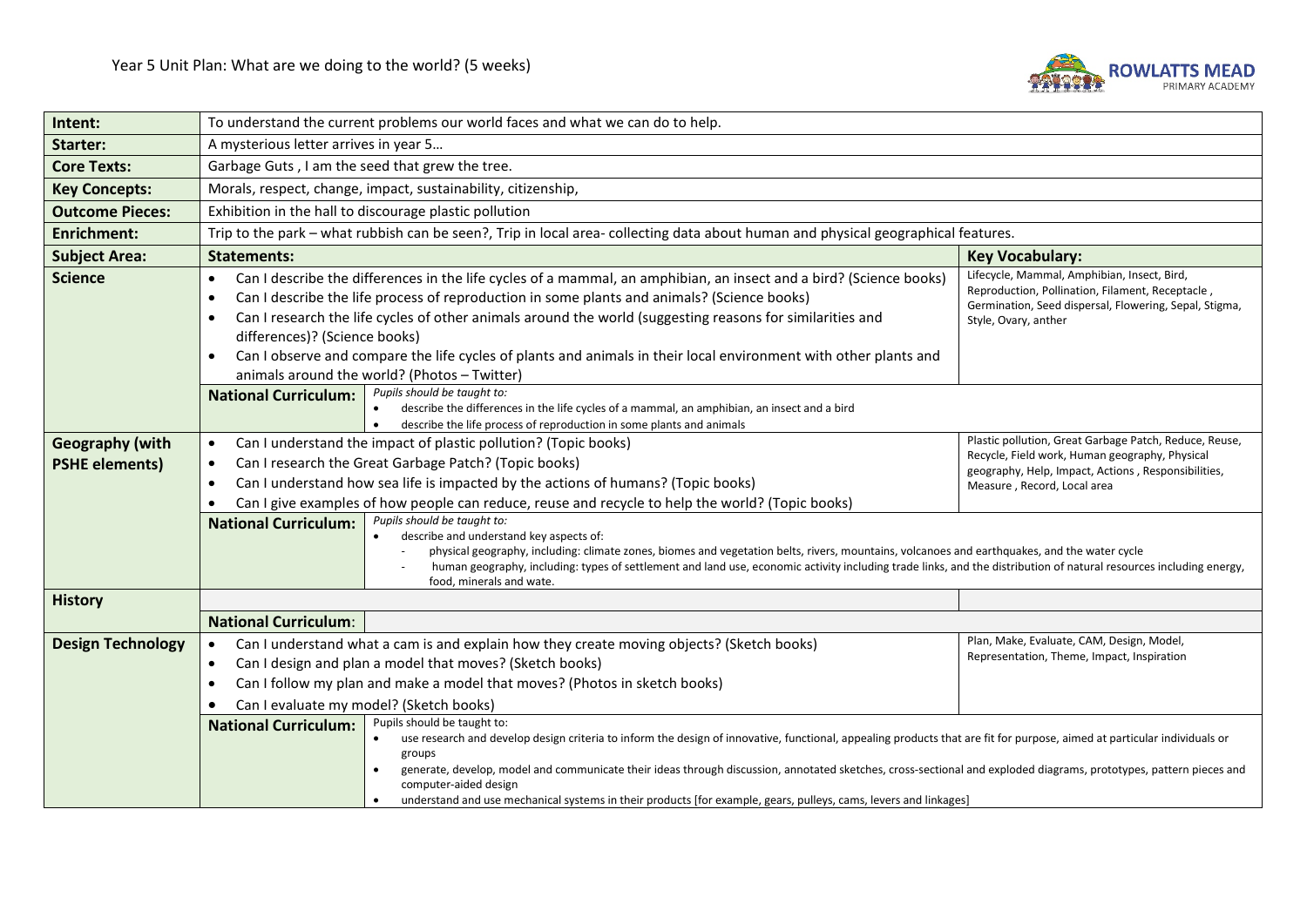# Year 5 Unit Plan: What are we doing to the world? (5 weeks)

ROWLATTS MEAD PRIMARY ACADEMY

| | | |
|---|---|---|
| **Intent:** | To understand the current problems our world faces and what we can do to help. | |
| **Starter:** | A mysterious letter arrives in year 5… | |
| **Core Texts:** | Garbage Guts , I am the seed that grew the tree. | |
| **Key Concepts:** | Morals, respect, change, impact, sustainability, citizenship, | |
| **Outcome Pieces:** | Exhibition in the hall to discourage plastic pollution | |
| **Enrichment:** | Trip to the park – what rubbish can be seen?, Trip in local area- collecting data about human and physical geographical features. | |
| **Subject Area:** | **Statements:** | **Key Vocabulary:** |
| **Science** | • Can I describe the differences in the life cycles of a mammal, an amphibian, an insect and a bird? (Science books)<br>• Can I describe the life process of reproduction in some plants and animals? (Science books)<br>• Can I research the life cycles of other animals around the world (suggesting reasons for similarities and differences)? (Science books)<br>• Can I observe and compare the life cycles of plants and animals in their local environment with other plants and animals around the world? (Photos – Twitter) | Lifecycle, Mammal, Amphibian, Insect, Bird, Reproduction, Pollination, Filament, Receptacle , Germination, Seed dispersal, Flowering, Sepal, Stigma, Style, Ovary, anther |
| | **National Curriculum:** *Pupils should be taught to:*<br>• describe the differences in the life cycles of a mammal, an amphibian, an insect and a bird<br>• describe the life process of reproduction in some plants and animals | |
| **Geography (with PSHE elements)** | • Can I understand the impact of plastic pollution? (Topic books)<br>• Can I research the Great Garbage Patch? (Topic books)<br>• Can I understand how sea life is impacted by the actions of humans? (Topic books)<br>• Can I give examples of how people can reduce, reuse and recycle to help the world? (Topic books) | Plastic pollution, Great Garbage Patch, Reduce, Reuse, Recycle, Field work, Human geography, Physical geography, Help, Impact, Actions , Responsibilities, Measure , Record, Local area |
| | **National Curriculum:** *Pupils should be taught to:*<br>• describe and understand key aspects of:<br>- physical geography, including: climate zones, biomes and vegetation belts, rivers, mountains, volcanoes and earthquakes, and the water cycle<br>- human geography, including: types of settlement and land use, economic activity including trade links, and the distribution of natural resources including energy, food, minerals and wate. | |
| **History** | | |
| | **National Curriculum:** | |
| **Design Technology** | • Can I understand what a cam is and explain how they create moving objects? (Sketch books)<br>• Can I design and plan a model that moves? (Sketch books)<br>• Can I follow my plan and make a model that moves? (Photos in sketch books)<br>• Can I evaluate my model? (Sketch books) | Plan, Make, Evaluate, CAM, Design, Model, Representation, Theme, Impact, Inspiration |
| | **National Curriculum:** Pupils should be taught to:<br>• use research and develop design criteria to inform the design of innovative, functional, appealing products that are fit for purpose, aimed at particular individuals or groups<br>• generate, develop, model and communicate their ideas through discussion, annotated sketches, cross-sectional and exploded diagrams, prototypes, pattern pieces and computer-aided design<br>• understand and use mechanical systems in their products [for example, gears, pulleys, cams, levers and linkages] | |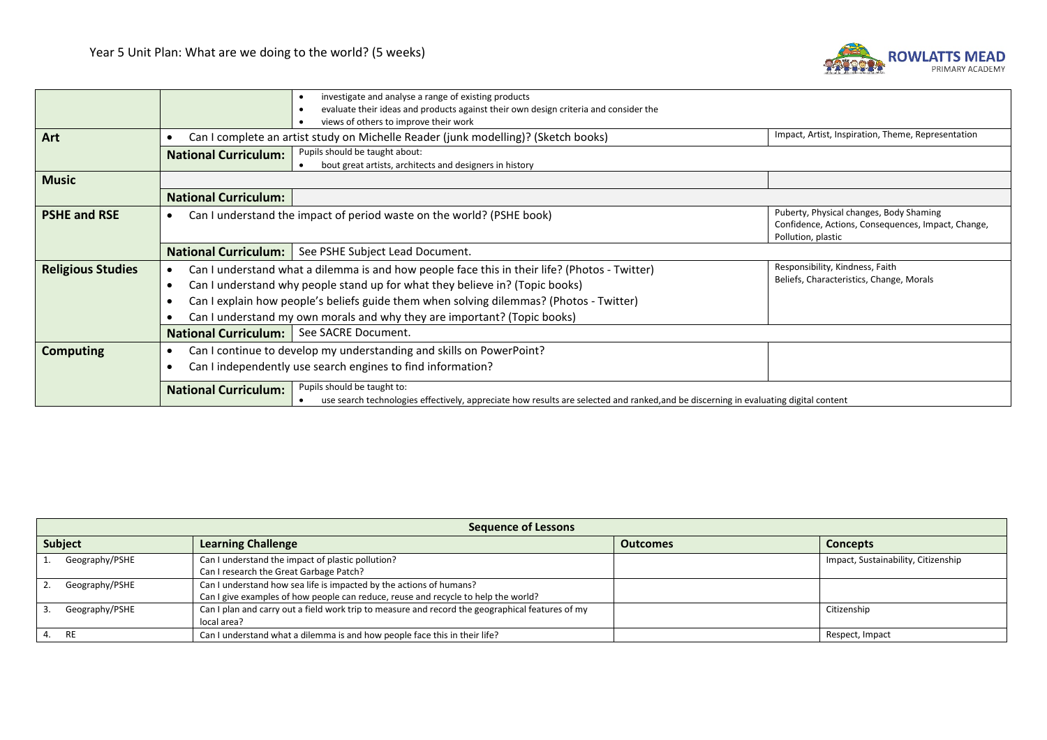Year 5 Unit Plan: What are we doing to the world? (5 weeks)

| | | | |
|---|---|---|---|
| | | • investigate and analyse a range of existing products<br>• evaluate their ideas and products against their own design criteria and consider the<br>• views of others to improve their work | |
| **Art** | • Can I complete an artist study on Michelle Reader (junk modelling)? (Sketch books) | | Impact, Artist, Inspiration, Theme, Representation |
| | **National Curriculum:** | Pupils should be taught about:<br>• bout great artists, architects and designers in history | |
| **Music** | | | |
| | **National Curriculum:** | | |
| **PSHE and RSE** | • Can I understand the impact of period waste on the world? (PSHE book) | | Puberty, Physical changes, Body Shaming Confidence, Actions, Consequences, Impact, Change, Pollution, plastic |
| | **National Curriculum:** | See PSHE Subject Lead Document. | |
| **Religious Studies** | • Can I understand what a dilemma is and how people face this in their life? (Photos - Twitter)<br>• Can I understand why people stand up for what they believe in? (Topic books)<br>• Can I explain how people's beliefs guide them when solving dilemmas? (Photos - Twitter)<br>• Can I understand my own morals and why they are important? (Topic books) | | Responsibility, Kindness, Faith Beliefs, Characteristics, Change, Morals |
| | **National Curriculum:** | See SACRE Document. | |
| **Computing** | • Can I continue to develop my understanding and skills on PowerPoint?<br>• Can I independently use search engines to find information? | | |
| | **National Curriculum:** | Pupils should be taught to:<br>• use search technologies effectively, appreciate how results are selected and ranked,and be discerning in evaluating digital content | |

| **Sequence of Lessons** | | | |
|---|---|---|---|
| **Subject** | **Learning Challenge** | **Outcomes** | **Concepts** |
| 1. Geography/PSHE | Can I understand the impact of plastic pollution?<br>Can I research the Great Garbage Patch? | | Impact, Sustainability, Citizenship |
| 2. Geography/PSHE | Can I understand how sea life is impacted by the actions of humans?<br>Can I give examples of how people can reduce, reuse and recycle to help the world? | | |
| 3. Geography/PSHE | Can I plan and carry out a field work trip to measure and record the geographical features of my local area? | | Citizenship |
| 4. RE | Can I understand what a dilemma is and how people face this in their life? | | Respect, Impact |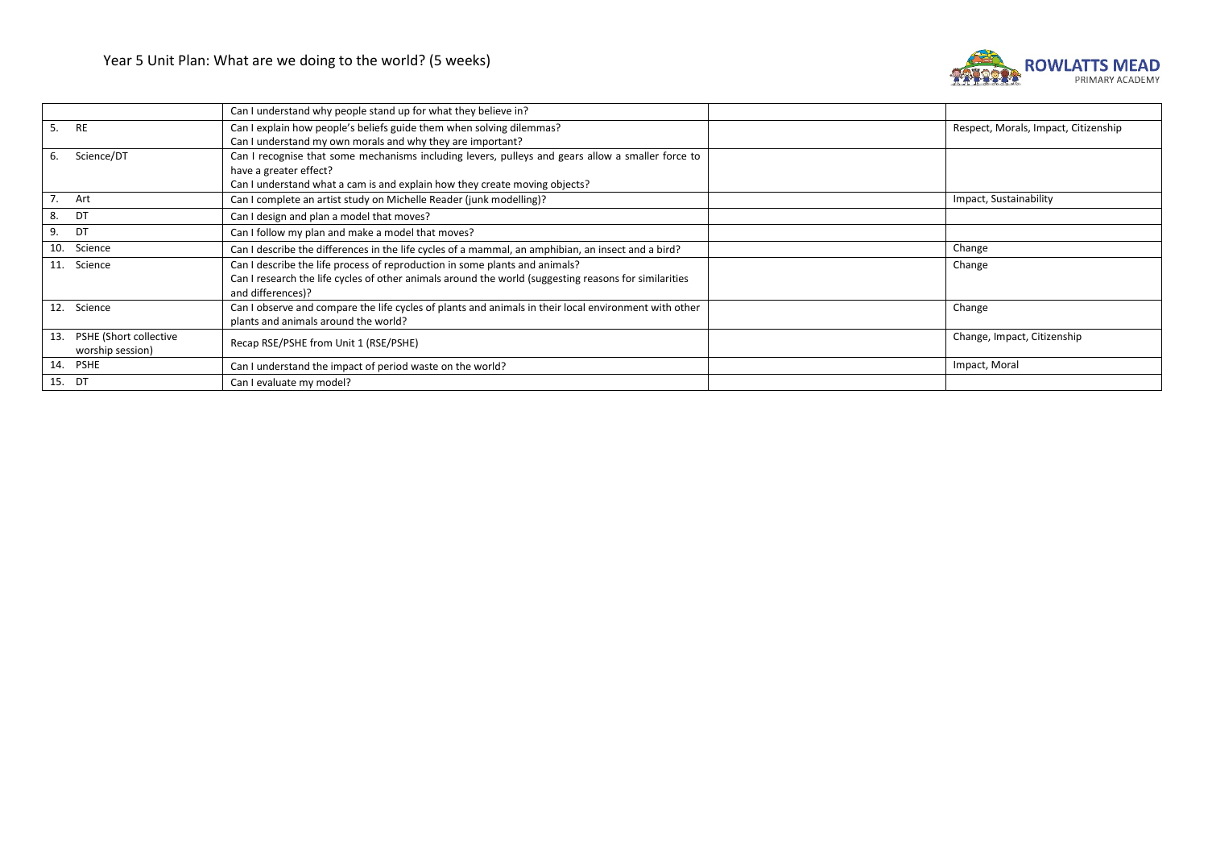# Year 5 Unit Plan: What are we doing to the world? (5 weeks)

| | | | |
|---|---|---|---|
| | Can I understand why people stand up for what they believe in? | | |
| 5. RE | Can I explain how people's beliefs guide them when solving dilemmas?<br>Can I understand my own morals and why they are important? | | Respect, Morals, Impact, Citizenship |
| 6. Science/DT | Can I recognise that some mechanisms including levers, pulleys and gears allow a smaller force to have a greater effect?<br>Can I understand what a cam is and explain how they create moving objects? | | |
| 7. Art | Can I complete an artist study on Michelle Reader (junk modelling)? | | Impact, Sustainability |
| 8. DT | Can I design and plan a model that moves? | | |
| 9. DT | Can I follow my plan and make a model that moves? | | |
| 10. Science | Can I describe the differences in the life cycles of a mammal, an amphibian, an insect and a bird? | | Change |
| 11. Science | Can I describe the life process of reproduction in some plants and animals?<br>Can I research the life cycles of other animals around the world (suggesting reasons for similarities and differences)? | | Change |
| 12. Science | Can I observe and compare the life cycles of plants and animals in their local environment with other plants and animals around the world? | | Change |
| 13. PSHE (Short collective worship session) | Recap RSE/PSHE from Unit 1 (RSE/PSHE) | | Change, Impact, Citizenship |
| 14. PSHE | Can I understand the impact of period waste on the world? | | Impact, Moral |
| 15. DT | Can I evaluate my model? | | |